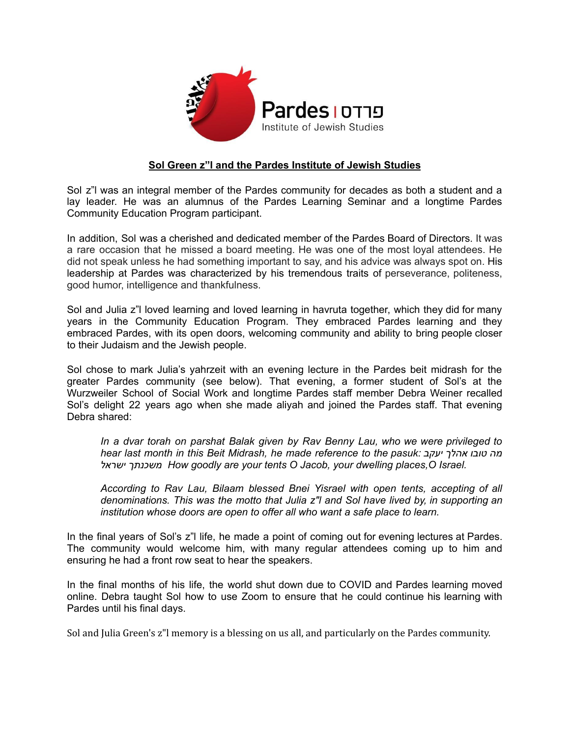## Sol Green z"l and the Pardes Institute of Jewish Studies

Sol z"l was an integral member of the Pardes community for decades as both a student and a lay leader. He was an alumnus of the Pardes Learning Seminar and a longtime Pardes Community Education Program participant.

In addition, Sol was a cherished and dedicated member of the Pardes Board of Directors. It was a rare occasion that he missed a board meeting. He was one of the most loyal attendees. He did not speak unless he had something important to say, and his advice was always spot on. His leadership at Pardes was characterized by his tremendous traits of perseverance, politeness, good humor, intelligence and thankfulness.

Sol and Julia z"l loved learning and loved learning in havruta together, which they did for many years in the Community Education Program. They embraced Pardes learning and they embraced Pardes, with its open doors, welcoming community and ability to bring people closer to their Judaism and the Jewish people.

Sol chose to mark Julia's yahrzeit with an evening lecture in the Pardes beit midrash for the greater Pardes community (see below). That evening, a former student of Sol's at the Wurzweiler School of Social Work and longtime Pardes staff member Debra Weiner recalled Sol's delight 22 years ago when she made aliyah and joined the Pardes staff. That evening Debra shared:

> *In a dvar torah on parshat Balak given by Rav Benny Lau, who we were privileged to hear last month in this Beit Midrash, he made reference to the pasuk: מה טובו אהלך יעקב משכנתך ישראל How goodly are your tents O Jacob, your dwelling places,O Israel.*
>
> *According to Rav Lau, Bilaam blessed Bnei Yisrael with open tents, accepting of all denominations. This was the motto that Julia z"l and Sol have lived by, in supporting an institution whose doors are open to offer all who want a safe place to learn.*

In the final years of Sol's z"l life, he made a point of coming out for evening lectures at Pardes. The community would welcome him, with many regular attendees coming up to him and ensuring he had a front row seat to hear the speakers.

In the final months of his life, the world shut down due to COVID and Pardes learning moved online. Debra taught Sol how to use Zoom to ensure that he could continue his learning with Pardes until his final days.

Sol and Julia Green's z"l memory is a blessing on us all, and particularly on the Pardes community.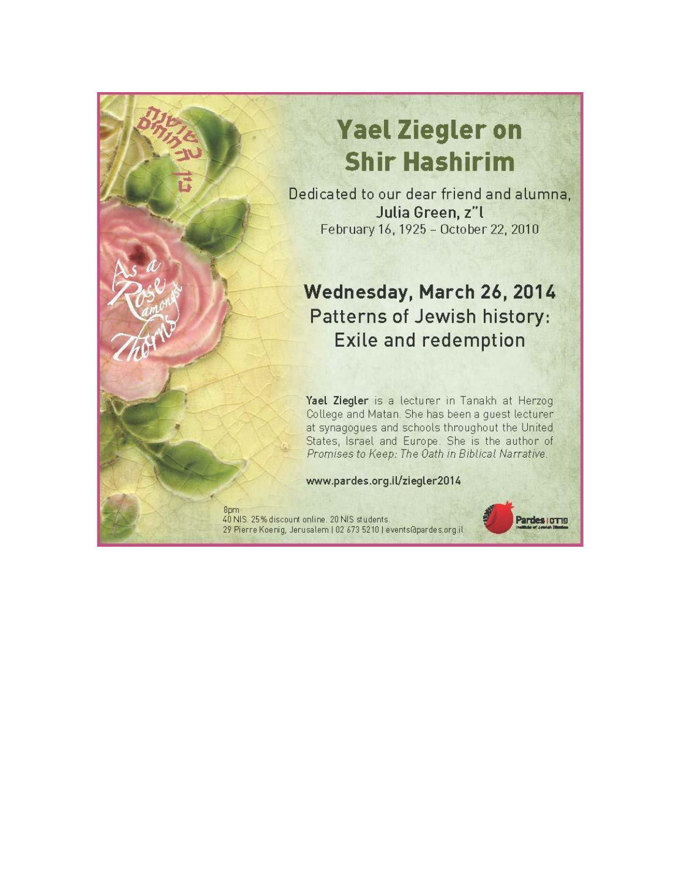# Yael Ziegler on Shir Hashirim

Dedicated to our dear friend and alumna,
**Julia Green, z"l**
February 16, 1925 – October 22, 2010

## Wednesday, March 26, 2014
### Patterns of Jewish history: Exile and redemption

**Yael Ziegler** is a lecturer in Tanakh at Herzog College and Matan. She has been a guest lecturer at synagogues and schools throughout the United States, Israel and Europe. She is the author of *Promises to Keep: The Oath in Biblical Narrative*.

www.pardes.org.il/ziegler2014

8pm
40 NIS. 25% discount online. 20 NIS students.
29 Pierre Koenig, Jerusalem | 02 673 5210 | events@pardes.org.il